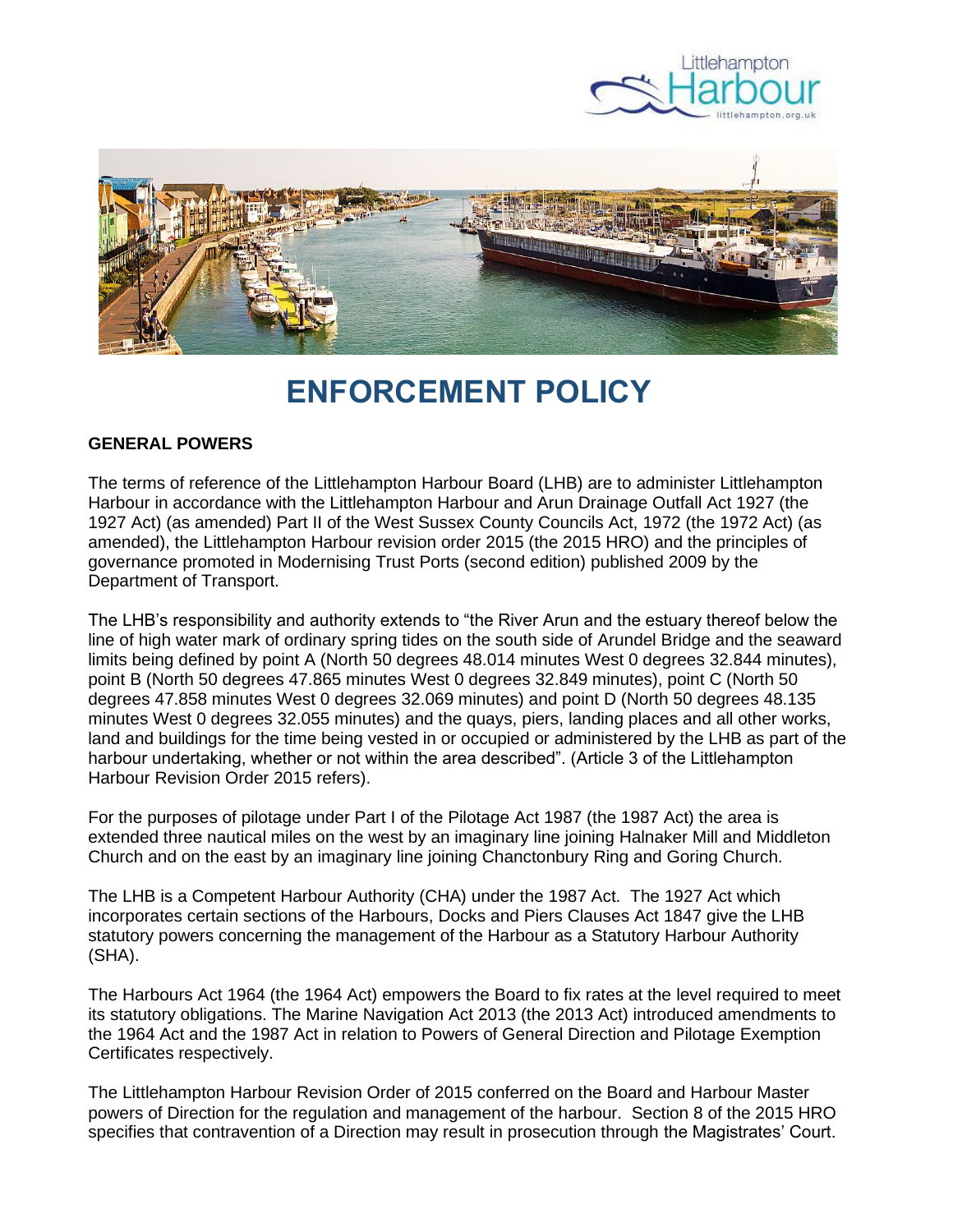# ENFORCEMENT POLICY

**GENERAL POWERS**

The terms of reference of the Littlehampton Harbour Board (LHB) are to administer Littlehampton Harbour in accordance with the Littlehampton Harbour and Arun Drainage Outfall Act 1927 (the 1927 Act) (as amended) Part II of the West Sussex County Councils Act, 1972 (the 1972 Act) (as amended), the Littlehampton Harbour revision order 2015 (the 2015 HRO) and the principles of governance promoted in Modernising Trust Ports (second edition) published 2009 by the Department of Transport.

The LHB's responsibility and authority extends to "the River Arun and the estuary thereof below the line of high water mark of ordinary spring tides on the south side of Arundel Bridge and the seaward limits being defined by point A (North 50 degrees 48.014 minutes West 0 degrees 32.844 minutes), point B (North 50 degrees 47.865 minutes West 0 degrees 32.849 minutes), point C (North 50 degrees 47.858 minutes West 0 degrees 32.069 minutes) and point D (North 50 degrees 48.135 minutes West 0 degrees 32.055 minutes) and the quays, piers, landing places and all other works, land and buildings for the time being vested in or occupied or administered by the LHB as part of the harbour undertaking, whether or not within the area described". (Article 3 of the Littlehampton Harbour Revision Order 2015 refers).

For the purposes of pilotage under Part I of the Pilotage Act 1987 (the 1987 Act) the area is extended three nautical miles on the west by an imaginary line joining Halnaker Mill and Middleton Church and on the east by an imaginary line joining Chanctonbury Ring and Goring Church.

The LHB is a Competent Harbour Authority (CHA) under the 1987 Act. The 1927 Act which incorporates certain sections of the Harbours, Docks and Piers Clauses Act 1847 give the LHB statutory powers concerning the management of the Harbour as a Statutory Harbour Authority (SHA).

The Harbours Act 1964 (the 1964 Act) empowers the Board to fix rates at the level required to meet its statutory obligations. The Marine Navigation Act 2013 (the 2013 Act) introduced amendments to the 1964 Act and the 1987 Act in relation to Powers of General Direction and Pilotage Exemption Certificates respectively.

The Littlehampton Harbour Revision Order of 2015 conferred on the Board and Harbour Master powers of Direction for the regulation and management of the harbour. Section 8 of the 2015 HRO specifies that contravention of a Direction may result in prosecution through the Magistrates' Court.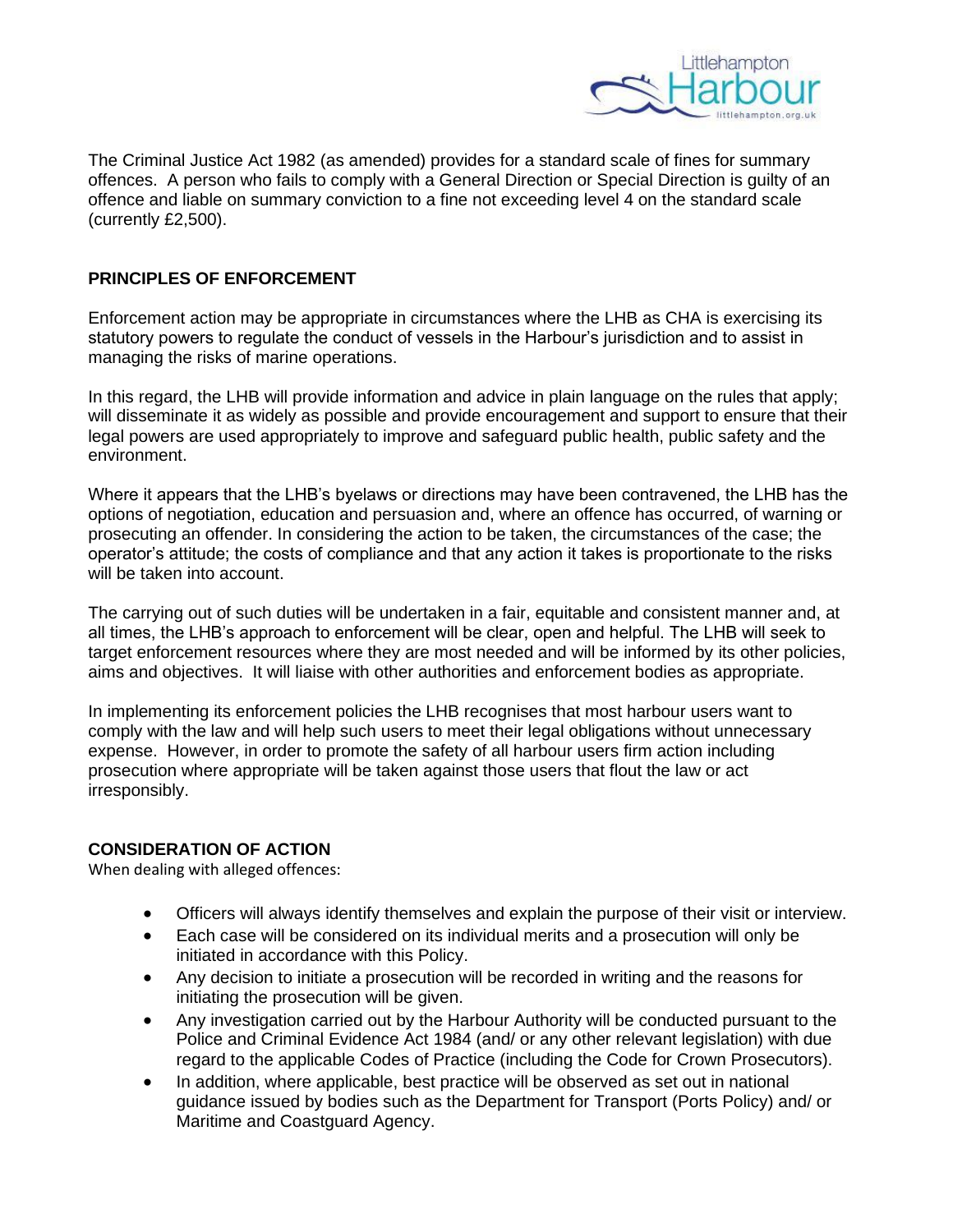The Criminal Justice Act 1982 (as amended) provides for a standard scale of fines for summary offences. A person who fails to comply with a General Direction or Special Direction is guilty of an offence and liable on summary conviction to a fine not exceeding level 4 on the standard scale (currently £2,500).

## PRINCIPLES OF ENFORCEMENT

Enforcement action may be appropriate in circumstances where the LHB as CHA is exercising its statutory powers to regulate the conduct of vessels in the Harbour's jurisdiction and to assist in managing the risks of marine operations.

In this regard, the LHB will provide information and advice in plain language on the rules that apply; will disseminate it as widely as possible and provide encouragement and support to ensure that their legal powers are used appropriately to improve and safeguard public health, public safety and the environment.

Where it appears that the LHB's byelaws or directions may have been contravened, the LHB has the options of negotiation, education and persuasion and, where an offence has occurred, of warning or prosecuting an offender. In considering the action to be taken, the circumstances of the case; the operator's attitude; the costs of compliance and that any action it takes is proportionate to the risks will be taken into account.

The carrying out of such duties will be undertaken in a fair, equitable and consistent manner and, at all times, the LHB's approach to enforcement will be clear, open and helpful. The LHB will seek to target enforcement resources where they are most needed and will be informed by its other policies, aims and objectives. It will liaise with other authorities and enforcement bodies as appropriate.

In implementing its enforcement policies the LHB recognises that most harbour users want to comply with the law and will help such users to meet their legal obligations without unnecessary expense. However, in order to promote the safety of all harbour users firm action including prosecution where appropriate will be taken against those users that flout the law or act irresponsibly.

## CONSIDERATION OF ACTION

When dealing with alleged offences:

- Officers will always identify themselves and explain the purpose of their visit or interview.
- Each case will be considered on its individual merits and a prosecution will only be initiated in accordance with this Policy.
- Any decision to initiate a prosecution will be recorded in writing and the reasons for initiating the prosecution will be given.
- Any investigation carried out by the Harbour Authority will be conducted pursuant to the Police and Criminal Evidence Act 1984 (and/ or any other relevant legislation) with due regard to the applicable Codes of Practice (including the Code for Crown Prosecutors).
- In addition, where applicable, best practice will be observed as set out in national guidance issued by bodies such as the Department for Transport (Ports Policy) and/ or Maritime and Coastguard Agency.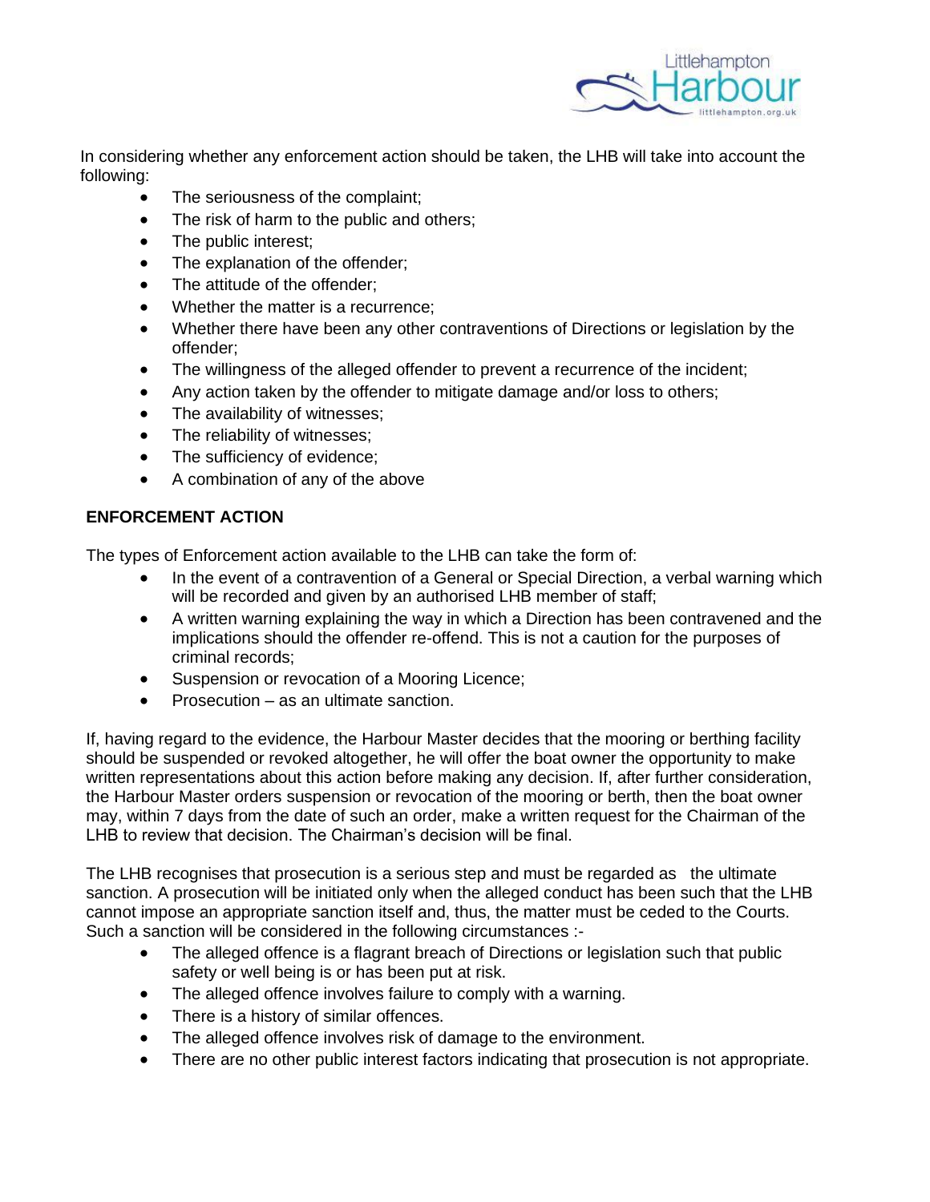In considering whether any enforcement action should be taken, the LHB will take into account the following:

- The seriousness of the complaint;
- The risk of harm to the public and others;
- The public interest;
- The explanation of the offender;
- The attitude of the offender;
- Whether the matter is a recurrence;
- Whether there have been any other contraventions of Directions or legislation by the offender;
- The willingness of the alleged offender to prevent a recurrence of the incident;
- Any action taken by the offender to mitigate damage and/or loss to others;
- The availability of witnesses;
- The reliability of witnesses;
- The sufficiency of evidence;
- A combination of any of the above

**ENFORCEMENT ACTION**

The types of Enforcement action available to the LHB can take the form of:

- In the event of a contravention of a General or Special Direction, a verbal warning which will be recorded and given by an authorised LHB member of staff;
- A written warning explaining the way in which a Direction has been contravened and the implications should the offender re-offend. This is not a caution for the purposes of criminal records;
- Suspension or revocation of a Mooring Licence;
- Prosecution – as an ultimate sanction.

If, having regard to the evidence, the Harbour Master decides that the mooring or berthing facility should be suspended or revoked altogether, he will offer the boat owner the opportunity to make written representations about this action before making any decision. If, after further consideration, the Harbour Master orders suspension or revocation of the mooring or berth, then the boat owner may, within 7 days from the date of such an order, make a written request for the Chairman of the LHB to review that decision. The Chairman's decision will be final.

The LHB recognises that prosecution is a serious step and must be regarded as the ultimate sanction. A prosecution will be initiated only when the alleged conduct has been such that the LHB cannot impose an appropriate sanction itself and, thus, the matter must be ceded to the Courts. Such a sanction will be considered in the following circumstances :-

- The alleged offence is a flagrant breach of Directions or legislation such that public safety or well being is or has been put at risk.
- The alleged offence involves failure to comply with a warning.
- There is a history of similar offences.
- The alleged offence involves risk of damage to the environment.
- There are no other public interest factors indicating that prosecution is not appropriate.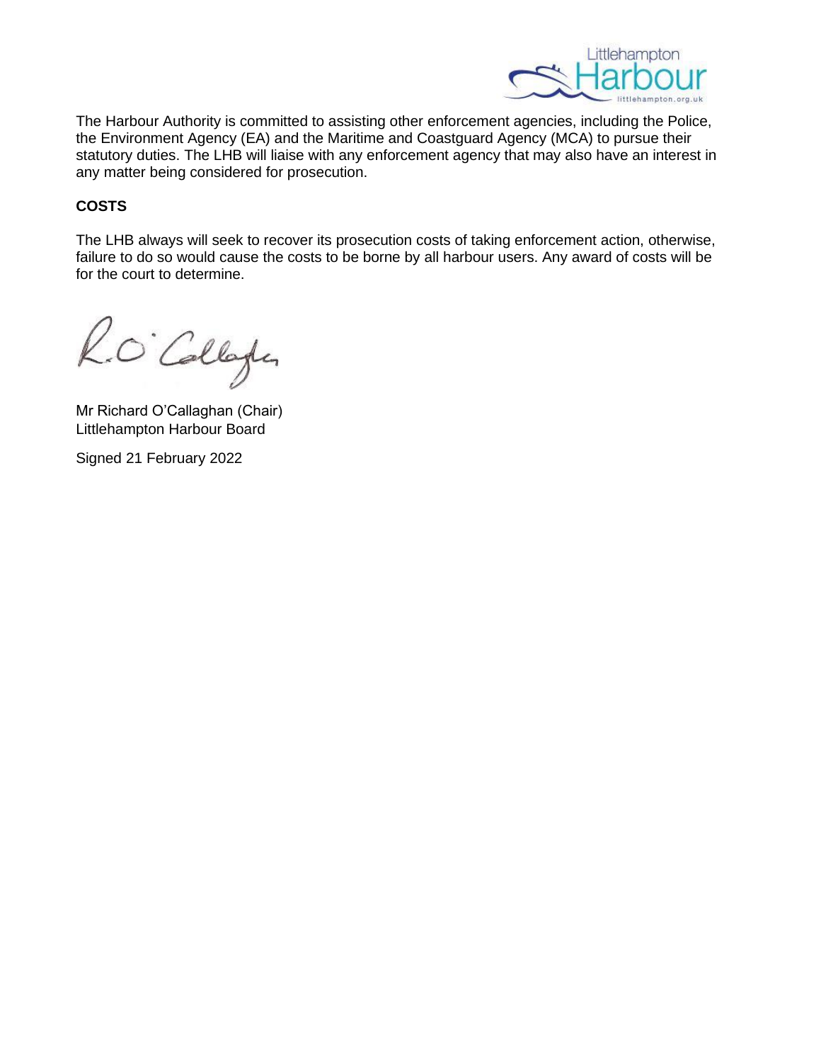The Harbour Authority is committed to assisting other enforcement agencies, including the Police, the Environment Agency (EA) and the Maritime and Coastguard Agency (MCA) to pursue their statutory duties. The LHB will liaise with any enforcement agency that may also have an interest in any matter being considered for prosecution.

**COSTS**

The LHB always will seek to recover its prosecution costs of taking enforcement action, otherwise, failure to do so would cause the costs to be borne by all harbour users. Any award of costs will be for the court to determine.

Mr Richard O'Callaghan (Chair)
Littlehampton Harbour Board

Signed 21 February 2022